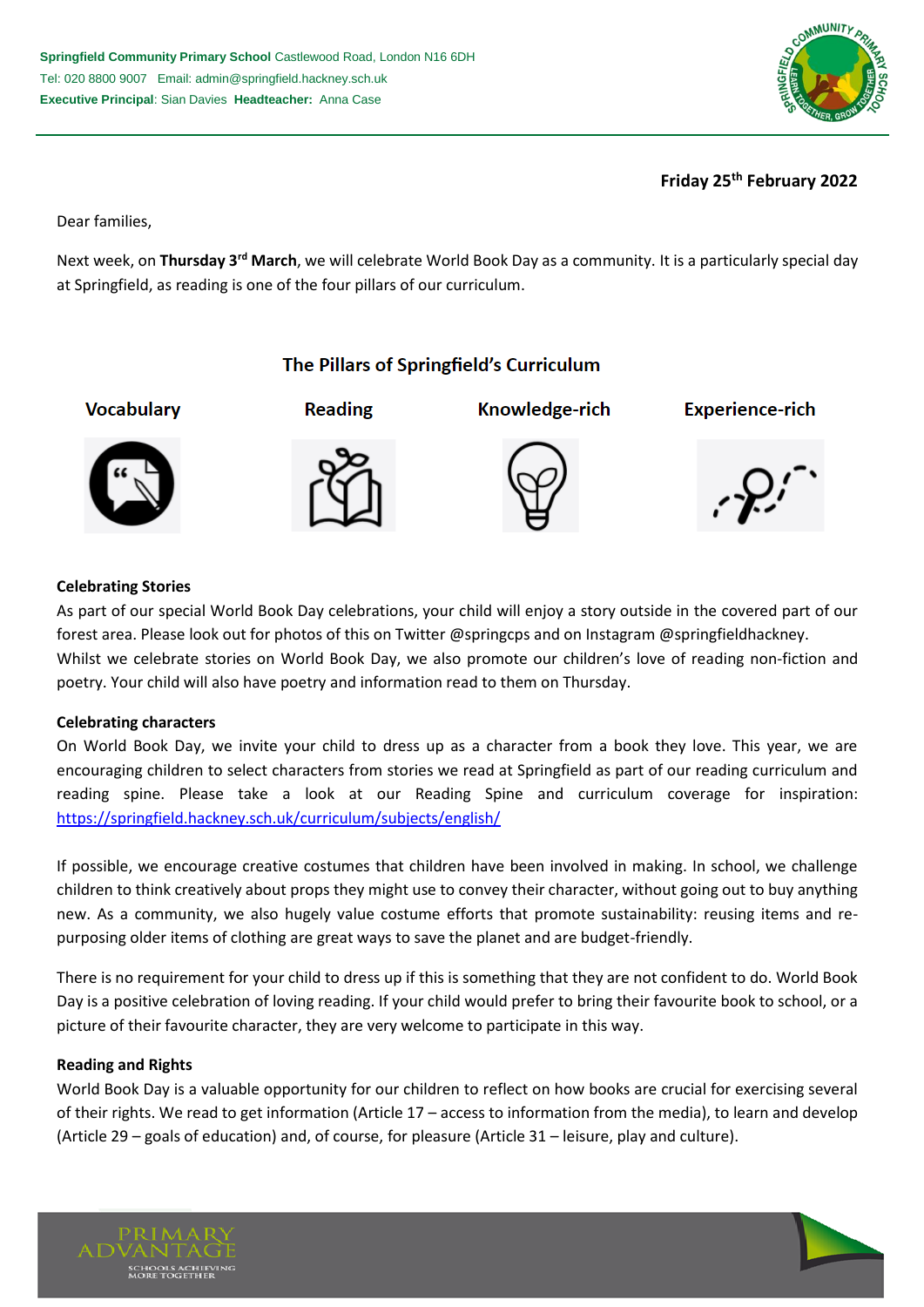**Springfield Community Primary School** Castlewood Road, London N16 6DH
Tel: 020 8800 9007 Email: admin@springfield.hackney.sch.uk
**Executive Principal**: Sian Davies **Headteacher:** Anna Case

**Friday 25th February 2022**

Dear families,

Next week, on **Thursday 3rd March**, we will celebrate World Book Day as a community. It is a particularly special day at Springfield, as reading is one of the four pillars of our curriculum.

## The Pillars of Springfield's Curriculum

| Vocabulary | Reading | Knowledge-rich | Experience-rich |
|---|---|---|---|

### Celebrating Stories

As part of our special World Book Day celebrations, your child will enjoy a story outside in the covered part of our forest area. Please look out for photos of this on Twitter @springcps and on Instagram @springfieldhackney.
Whilst we celebrate stories on World Book Day, we also promote our children's love of reading non-fiction and poetry. Your child will also have poetry and information read to them on Thursday.

### Celebrating characters

On World Book Day, we invite your child to dress up as a character from a book they love. This year, we are encouraging children to select characters from stories we read at Springfield as part of our reading curriculum and reading spine. Please take a look at our Reading Spine and curriculum coverage for inspiration: https://springfield.hackney.sch.uk/curriculum/subjects/english/

If possible, we encourage creative costumes that children have been involved in making. In school, we challenge children to think creatively about props they might use to convey their character, without going out to buy anything new. As a community, we also hugely value costume efforts that promote sustainability: reusing items and re-purposing older items of clothing are great ways to save the planet and are budget-friendly.

There is no requirement for your child to dress up if this is something that they are not confident to do. World Book Day is a positive celebration of loving reading. If your child would prefer to bring their favourite book to school, or a picture of their favourite character, they are very welcome to participate in this way.

### Reading and Rights

World Book Day is a valuable opportunity for our children to reflect on how books are crucial for exercising several of their rights. We read to get information (Article 17 – access to information from the media), to learn and develop (Article 29 – goals of education) and, of course, for pleasure (Article 31 – leisure, play and culture).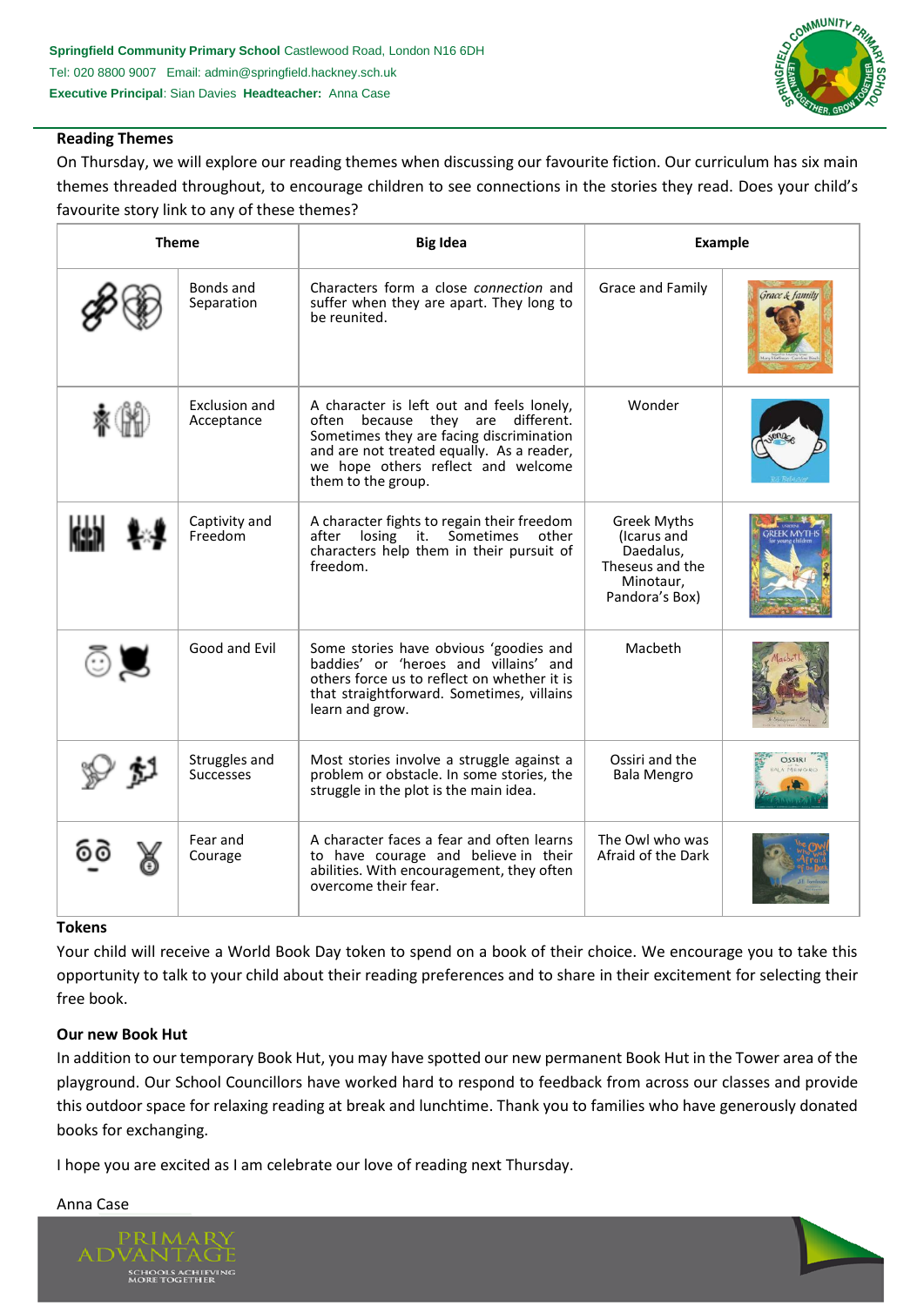**Springfield Community Primary School** Castlewood Road, London N16 6DH
Tel: 020 8800 9007 Email: admin@springfield.hackney.sch.uk
**Executive Principal**: Sian Davies **Headteacher:** Anna Case

## Reading Themes

On Thursday, we will explore our reading themes when discussing our favourite fiction. Our curriculum has six main themes threaded throughout, to encourage children to see connections in the stories they read. Does your child's favourite story link to any of these themes?

| Theme | | Big Idea | Example | |
|---|---|---|---|---|
| | Bonds and Separation | Characters form a close *connection* and suffer when they are apart. They long to be reunited. | Grace and Family | |
| | Exclusion and Acceptance | A character is left out and feels lonely, often because they are different. Sometimes they are facing discrimination and are not treated equally. As a reader, we hope others reflect and welcome them to the group. | Wonder | |
| | Captivity and Freedom | A character fights to regain their freedom after losing it. Sometimes other characters help them in their pursuit of freedom. | Greek Myths (Icarus and Daedalus, Theseus and the Minotaur, Pandora's Box) | |
| | Good and Evil | Some stories have obvious 'goodies and baddies' or 'heroes and villains' and others force us to reflect on whether it is that straightforward. Sometimes, villains learn and grow. | Macbeth | |
| | Struggles and Successes | Most stories involve a struggle against a problem or obstacle. In some stories, the struggle in the plot is the main idea. | Ossiri and the Bala Mengro | |
| | Fear and Courage | A character faces a fear and often learns to have courage and believe in their abilities. With encouragement, they often overcome their fear. | The Owl who was Afraid of the Dark | |

## Tokens

Your child will receive a World Book Day token to spend on a book of their choice. We encourage you to take this opportunity to talk to your child about their reading preferences and to share in their excitement for selecting their free book.

## Our new Book Hut

In addition to our temporary Book Hut, you may have spotted our new permanent Book Hut in the Tower area of the playground. Our School Councillors have worked hard to respond to feedback from across our classes and provide this outdoor space for relaxing reading at break and lunchtime. Thank you to families who have generously donated books for exchanging.

I hope you are excited as I am celebrate our love of reading next Thursday.

Anna Case